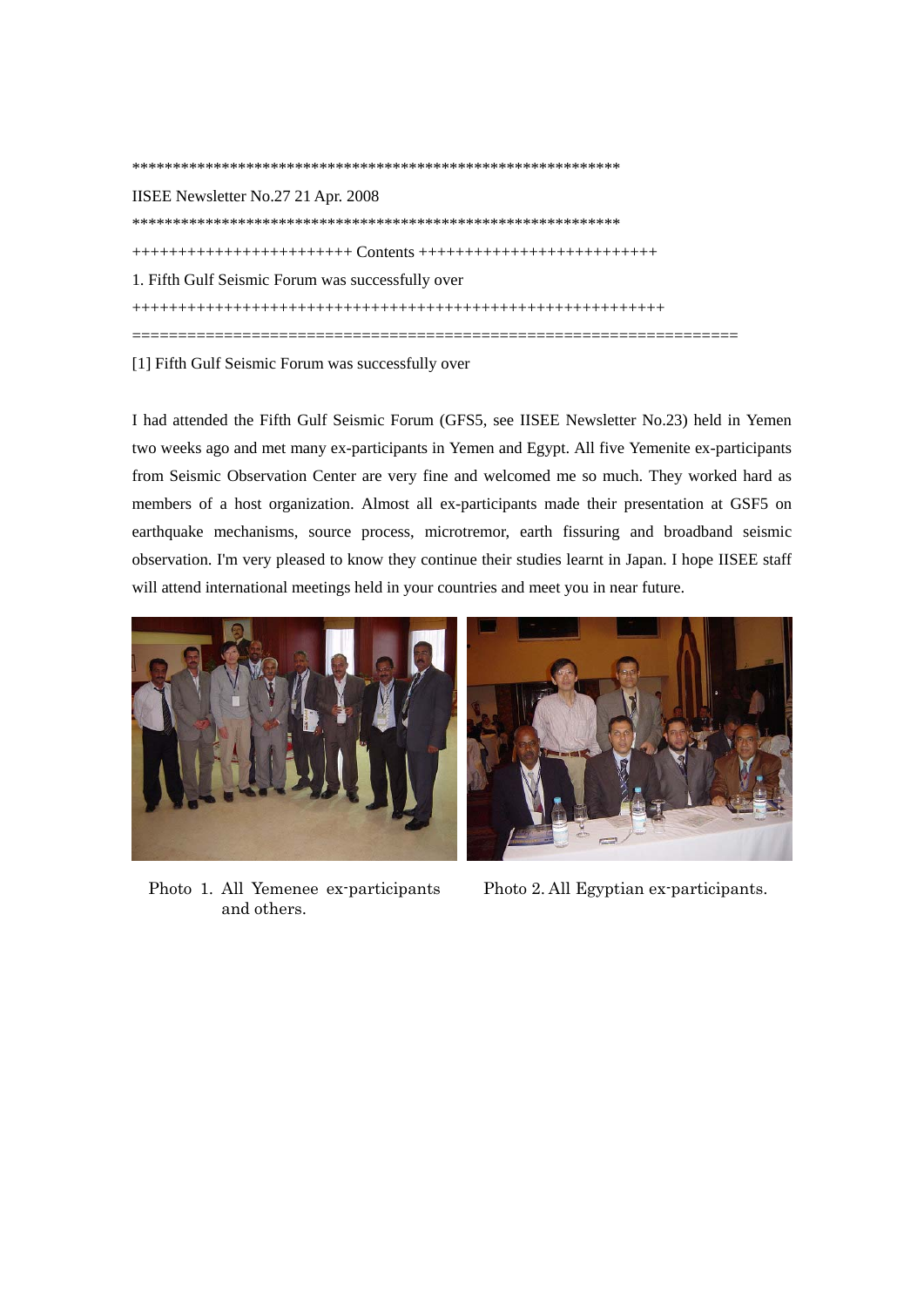\*\*\*\*\*\*\*\*\*\*\*\*\*\*\*\*\*\*\*\*\*\*\*\*\*\*\*\*\*\*\*\*\*\*\*\*\*\*\*\*\*\*\*\*\*\*\*\*\*\*\*\*\*\*\*\*\*\*\*\*\*

IISEE Newsletter No.27 21 Apr. 2008

\*\*\*\*\*\*\*\*\*\*\*\*\*\*\*\*\*\*\*\*\*\*\*\*\*\*\*\*\*\*\*\*\*\*\*\*\*\*\*\*\*\*\*\*\*\*\*\*\*\*\*\*\*\*\*\*\*\*\*\*\*

+++++++++++++++++++++++ Contents +++++++++++++++++++++++++

1. Fifth Gulf Seismic Forum was successfully over

++++++++++++++++++++++++++++++++++++++++++++++++++++++++

=================================================================

[1] Fifth Gulf Seismic Forum was successfully over

I had attended the Fifth Gulf Seismic Forum (GFS5, see IISEE Newsletter No.23) held in Yemen two weeks ago and met many ex-participants in Yemen and Egypt. All five Yemenite ex-participants from Seismic Observation Center are very fine and welcomed me so much. They worked hard as members of a host organization. Almost all ex-participants made their presentation at GSF5 on earthquake mechanisms, source process, microtremor, earth fissuring and broadband seismic observation. I'm very pleased to know they continue their studies learnt in Japan. I hope IISEE staff will attend international meetings held in your countries and meet you in near future.

Photo 1. All Yemenee ex-participants and others.

Photo 2. All Egyptian ex-participants.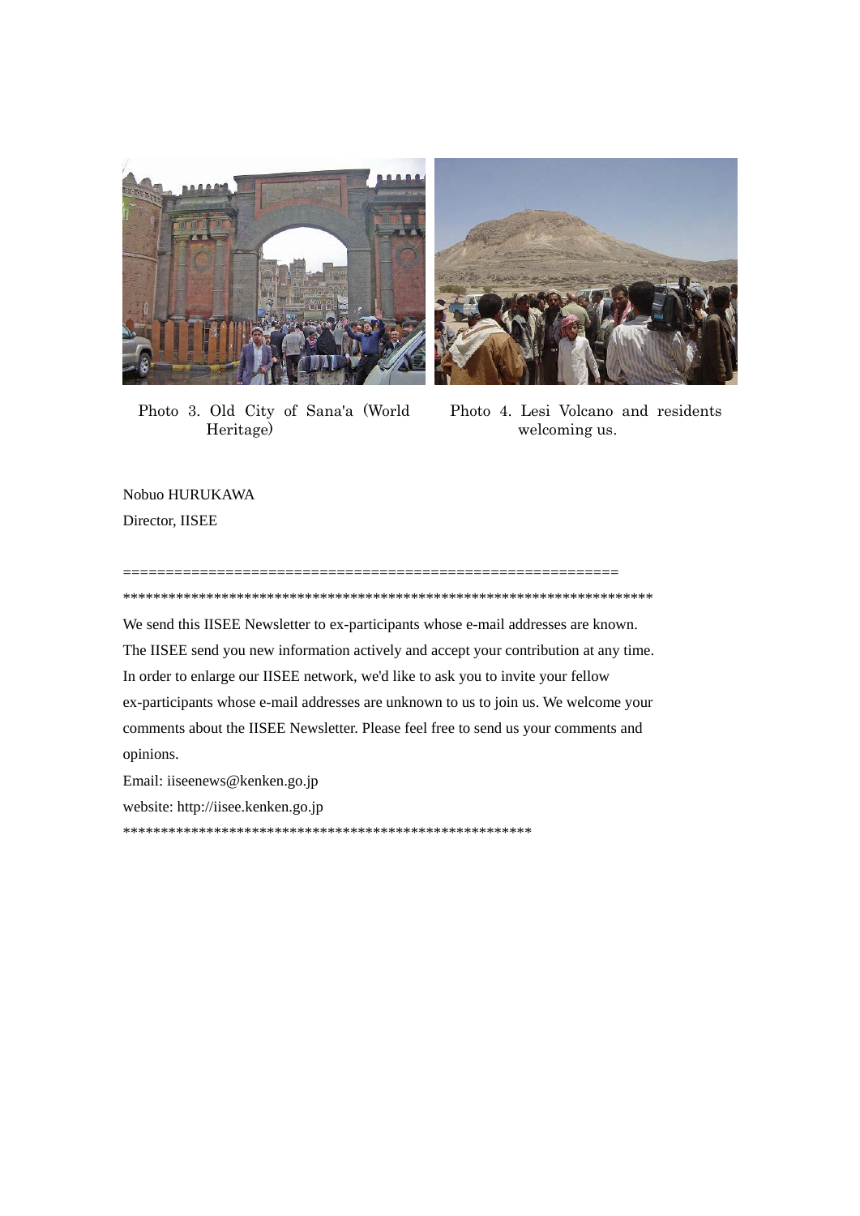Photo 3. Old City of Sana'a (World Heritage)

Photo 4. Lesi Volcano and residents welcoming us.

Nobuo HURUKAWA

Director, IISEE

========================================================

**********************************************************************

We send this IISEE Newsletter to ex-participants whose e-mail addresses are known. The IISEE send you new information actively and accept your contribution at any time. In order to enlarge our IISEE network, we'd like to ask you to invite your fellow ex-participants whose e-mail addresses are unknown to us to join us. We welcome your comments about the IISEE Newsletter. Please feel free to send us your comments and opinions.

Email: iiseenews@kenken.go.jp

website: http://iisee.kenken.go.jp

******************************************************